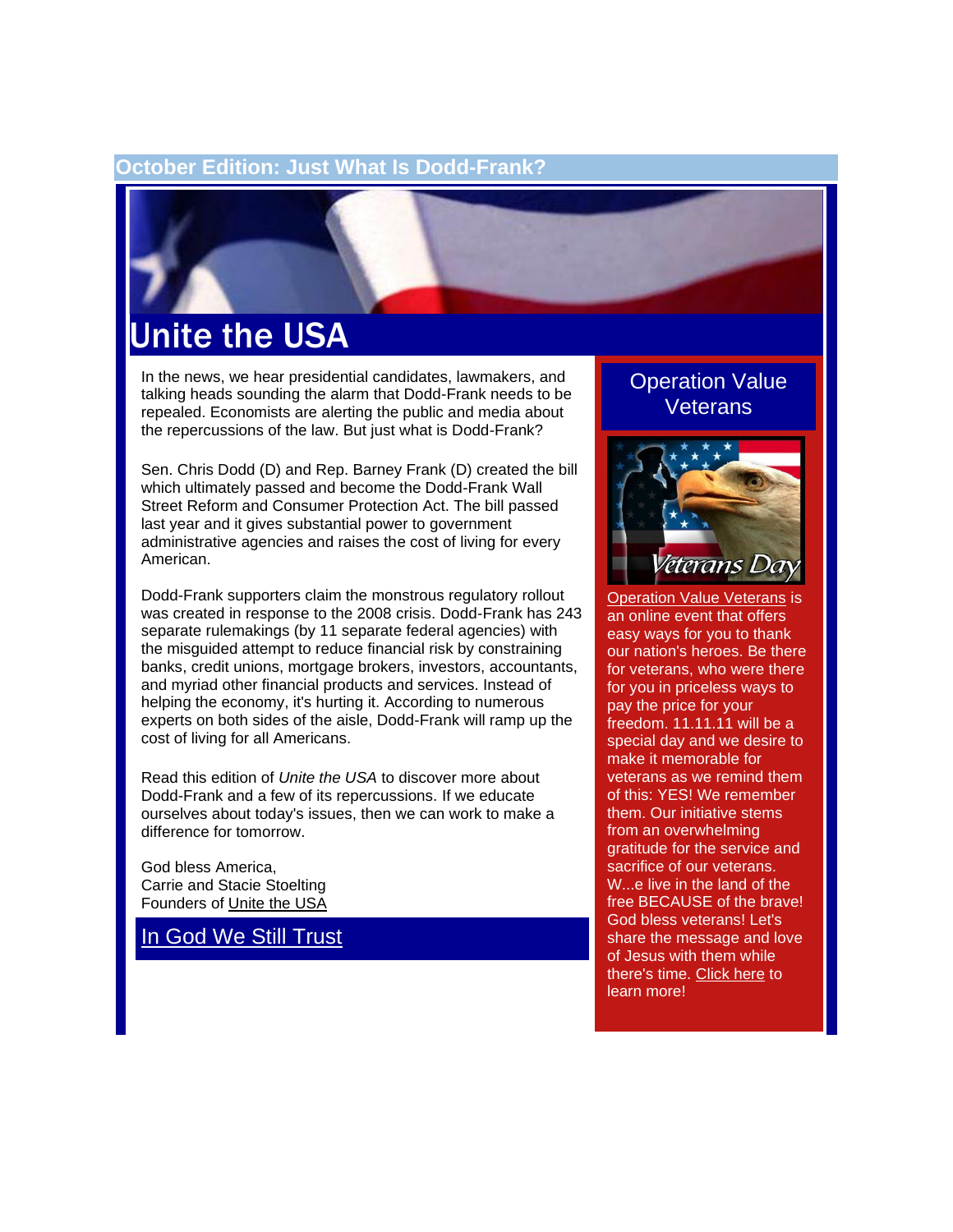## October Edition: Just What Is Dodd-Frank?

# Unite the USA

In the news, we hear presidential candidates, lawmakers, and talking heads sounding the alarm that Dodd-Frank needs to be repealed. Economists are alerting the public and media about the repercussions of the law. But just what is Dodd-Frank?

Sen. Chris Dodd (D) and Rep. Barney Frank (D) created the bill which ultimately passed and become the Dodd-Frank Wall Street Reform and Consumer Protection Act. The bill passed last year and it gives substantial power to government administrative agencies and raises the cost of living for every American.

Dodd-Frank supporters claim the monstrous regulatory rollout was created in response to the 2008 crisis. Dodd-Frank has 243 separate rulemakings (by 11 separate federal agencies) with the misguided attempt to reduce financial risk by constraining banks, credit unions, mortgage brokers, investors, accountants, and myriad other financial products and services. Instead of helping the economy, it's hurting it. According to numerous experts on both sides of the aisle, Dodd-Frank will ramp up the cost of living for all Americans.

Read this edition of *Unite the USA* to discover more about Dodd-Frank and a few of its repercussions. If we educate ourselves about today's issues, then we can work to make a difference for tomorrow.

God bless America,
Carrie and Stacie Stoelting
Founders of Unite the USA

## In God We Still Trust

## Operation Value Veterans

Operation Value Veterans is an online event that offers easy ways for you to thank our nation's heroes. Be there for veterans, who were there for you in priceless ways to pay the price for your freedom. 11.11.11 will be a special day and we desire to make it memorable for veterans as we remind them of this: YES! We remember them. Our initiative stems from an overwhelming gratitude for the service and sacrifice of our veterans. W...e live in the land of the free BECAUSE of the brave! God bless veterans! Let's share the message and love of Jesus with them while there's time. Click here to learn more!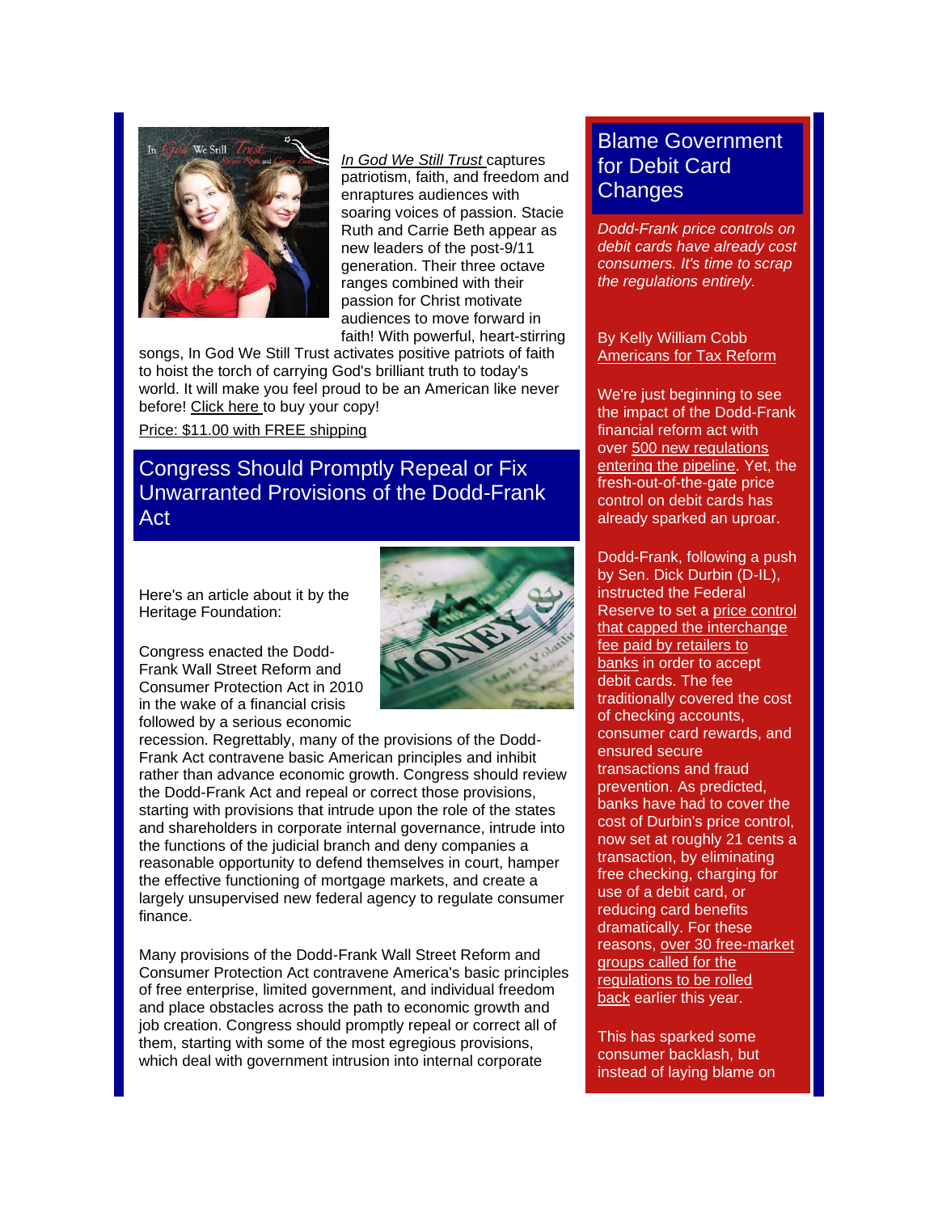*In God We Still Trust* captures patriotism, faith, and freedom and enraptures audiences with soaring voices of passion. Stacie Ruth and Carrie Beth appear as new leaders of the post-9/11 generation. Their three octave ranges combined with their passion for Christ motivate audiences to move forward in faith! With powerful, heart-stirring songs, In God We Still Trust activates positive patriots of faith to hoist the torch of carrying God's brilliant truth to today's world. It will make you feel proud to be an American like never before! Click here to buy your copy!

Price: $11.00 with FREE shipping

## Congress Should Promptly Repeal or Fix Unwarranted Provisions of the Dodd-Frank Act

Here's an article about it by the Heritage Foundation:

Congress enacted the Dodd-Frank Wall Street Reform and Consumer Protection Act in 2010 in the wake of a financial crisis followed by a serious economic recession. Regrettably, many of the provisions of the Dodd-Frank Act contravene basic American principles and inhibit rather than advance economic growth. Congress should review the Dodd-Frank Act and repeal or correct those provisions, starting with provisions that intrude upon the role of the states and shareholders in corporate internal governance, intrude into the functions of the judicial branch and deny companies a reasonable opportunity to defend themselves in court, hamper the effective functioning of mortgage markets, and create a largely unsupervised new federal agency to regulate consumer finance.

Many provisions of the Dodd-Frank Wall Street Reform and Consumer Protection Act contravene America's basic principles of free enterprise, limited government, and individual freedom and place obstacles across the path to economic growth and job creation. Congress should promptly repeal or correct all of them, starting with some of the most egregious provisions, which deal with government intrusion into internal corporate

## Blame Government for Debit Card Changes

*Dodd-Frank price controls on debit cards have already cost consumers. It's time to scrap the regulations entirely.*

By Kelly William Cobb
Americans for Tax Reform

We're just beginning to see the impact of the Dodd-Frank financial reform act with over 500 new regulations entering the pipeline. Yet, the fresh-out-of-the-gate price control on debit cards has already sparked an uproar.

Dodd-Frank, following a push by Sen. Dick Durbin (D-IL), instructed the Federal Reserve to set a price control that capped the interchange fee paid by retailers to banks in order to accept debit cards. The fee traditionally covered the cost of checking accounts, consumer card rewards, and ensured secure transactions and fraud prevention. As predicted, banks have had to cover the cost of Durbin's price control, now set at roughly 21 cents a transaction, by eliminating free checking, charging for use of a debit card, or reducing card benefits dramatically. For these reasons, over 30 free-market groups called for the regulations to be rolled back earlier this year.

This has sparked some consumer backlash, but instead of laying blame on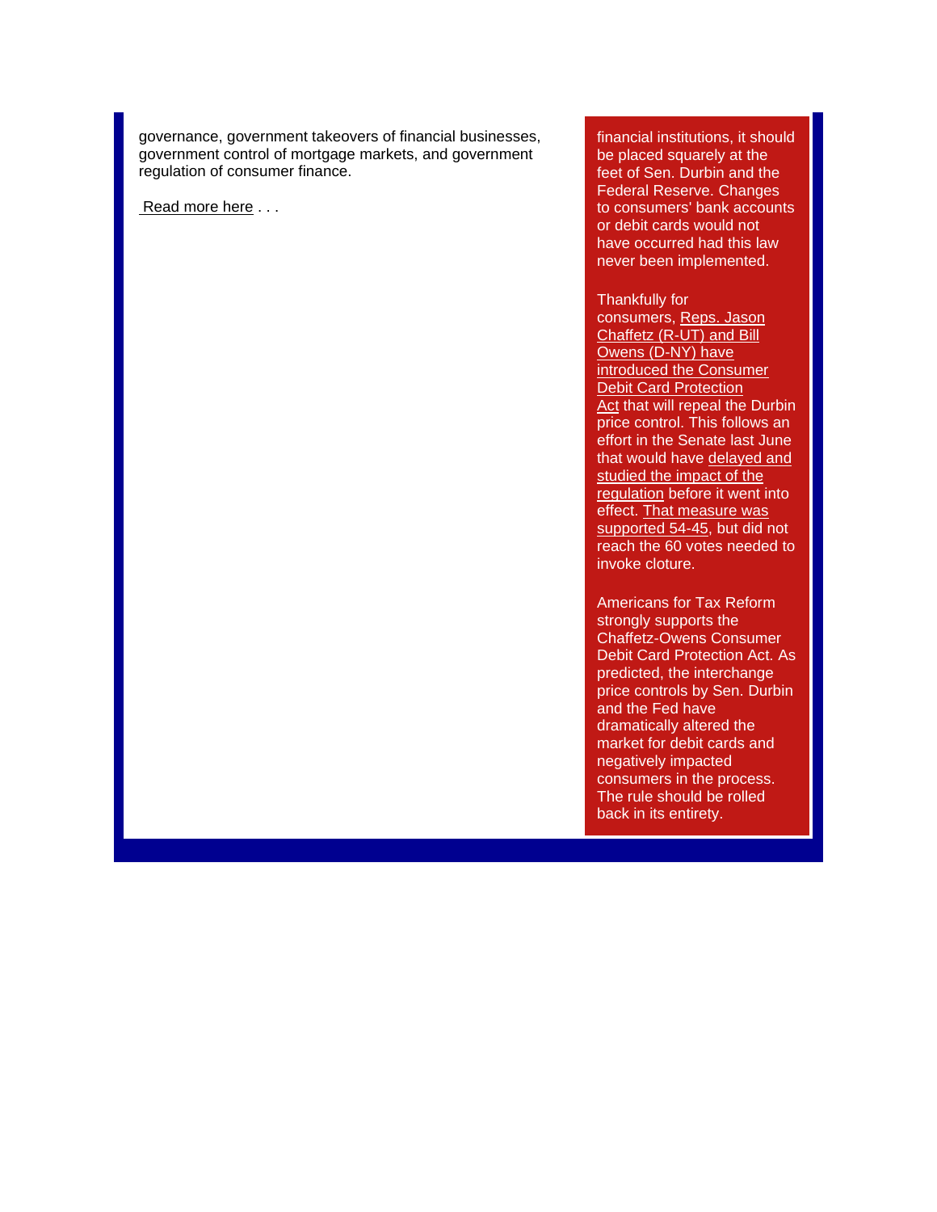governance, government takeovers of financial businesses, government control of mortgage markets, and government regulation of consumer finance.

Read more here . . .

financial institutions, it should be placed squarely at the feet of Sen. Durbin and the Federal Reserve. Changes to consumers' bank accounts or debit cards would not have occurred had this law never been implemented.

Thankfully for consumers, Reps. Jason Chaffetz (R-UT) and Bill Owens (D-NY) have introduced the Consumer Debit Card Protection Act that will repeal the Durbin price control. This follows an effort in the Senate last June that would have delayed and studied the impact of the regulation before it went into effect. That measure was supported 54-45, but did not reach the 60 votes needed to invoke cloture.

Americans for Tax Reform strongly supports the Chaffetz-Owens Consumer Debit Card Protection Act. As predicted, the interchange price controls by Sen. Durbin and the Fed have dramatically altered the market for debit cards and negatively impacted consumers in the process. The rule should be rolled back in its entirety.